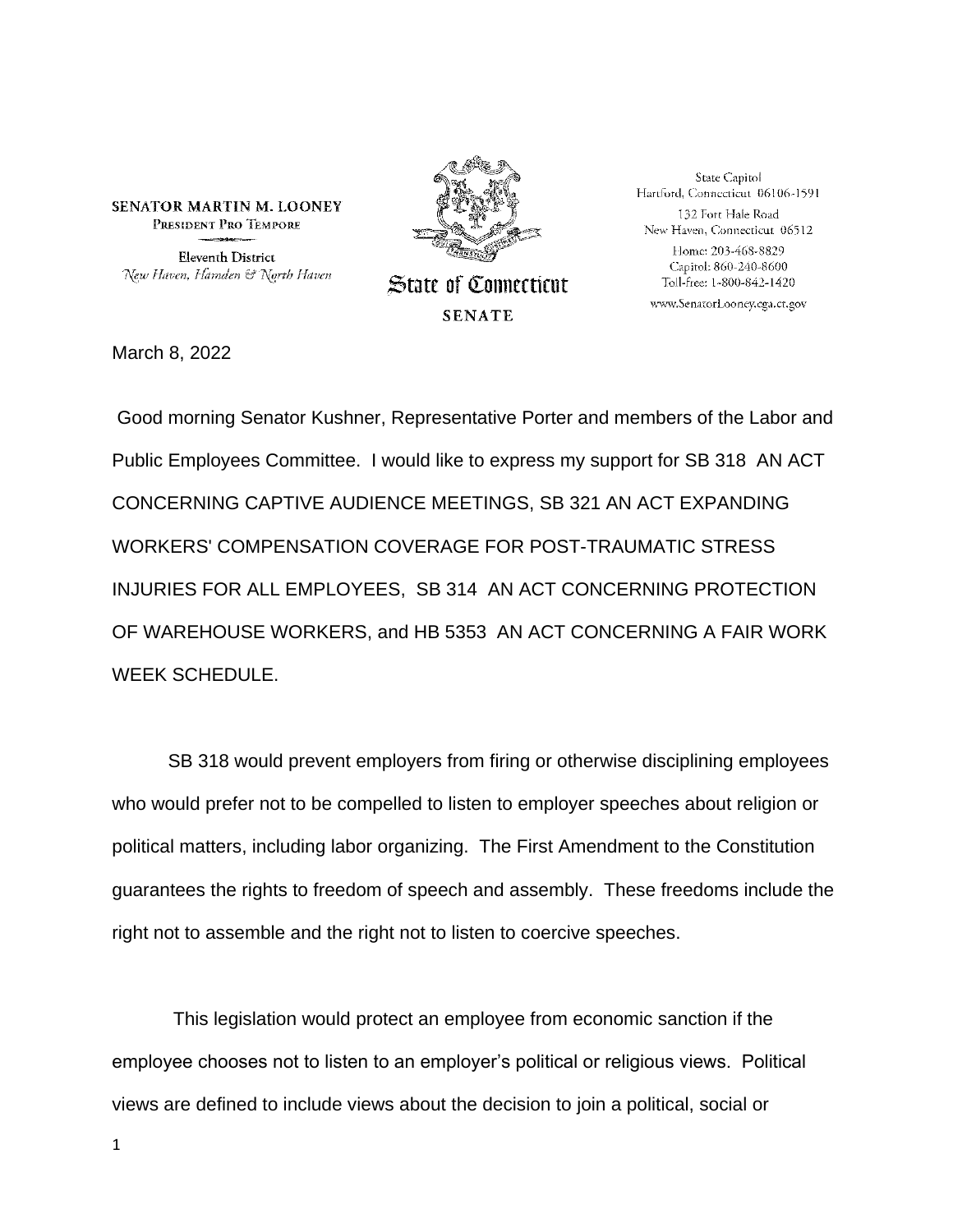**SENATOR MARTIN M. LOONEY**
PRESIDENT PRO TEMPORE

Eleventh District
*New Haven, Hamden & North Haven*

State of Connecticut
SENATE

State Capitol
Hartford, Connecticut 06106-1591
132 Fort Hale Road
New Haven, Connecticut 06512
Home: 203-468-8829
Capitol: 860-240-8600
Toll-free: 1-800-842-1420
www.SenatorLooney.cga.ct.gov

March 8, 2022

Good morning Senator Kushner, Representative Porter and members of the Labor and Public Employees Committee. I would like to express my support for SB 318 AN ACT CONCERNING CAPTIVE AUDIENCE MEETINGS, SB 321 AN ACT EXPANDING WORKERS' COMPENSATION COVERAGE FOR POST-TRAUMATIC STRESS INJURIES FOR ALL EMPLOYEES, SB 314 AN ACT CONCERNING PROTECTION OF WAREHOUSE WORKERS, and HB 5353 AN ACT CONCERNING A FAIR WORK WEEK SCHEDULE.

SB 318 would prevent employers from firing or otherwise disciplining employees who would prefer not to be compelled to listen to employer speeches about religion or political matters, including labor organizing. The First Amendment to the Constitution guarantees the rights to freedom of speech and assembly. These freedoms include the right not to assemble and the right not to listen to coercive speeches.

This legislation would protect an employee from economic sanction if the employee chooses not to listen to an employer's political or religious views. Political views are defined to include views about the decision to join a political, social or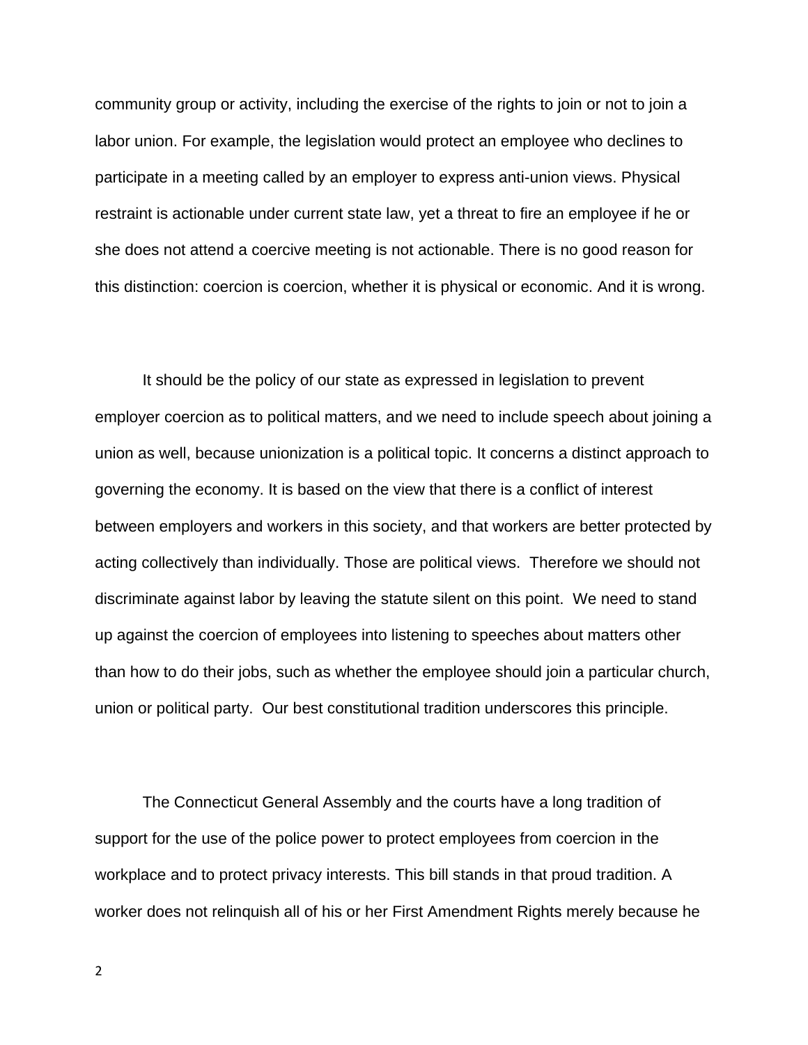community group or activity, including the exercise of the rights to join or not to join a labor union. For example, the legislation would protect an employee who declines to participate in a meeting called by an employer to express anti-union views. Physical restraint is actionable under current state law, yet a threat to fire an employee if he or she does not attend a coercive meeting is not actionable. There is no good reason for this distinction: coercion is coercion, whether it is physical or economic. And it is wrong.

It should be the policy of our state as expressed in legislation to prevent employer coercion as to political matters, and we need to include speech about joining a union as well, because unionization is a political topic. It concerns a distinct approach to governing the economy. It is based on the view that there is a conflict of interest between employers and workers in this society, and that workers are better protected by acting collectively than individually. Those are political views. Therefore we should not discriminate against labor by leaving the statute silent on this point. We need to stand up against the coercion of employees into listening to speeches about matters other than how to do their jobs, such as whether the employee should join a particular church, union or political party. Our best constitutional tradition underscores this principle.

The Connecticut General Assembly and the courts have a long tradition of support for the use of the police power to protect employees from coercion in the workplace and to protect privacy interests. This bill stands in that proud tradition. A worker does not relinquish all of his or her First Amendment Rights merely because he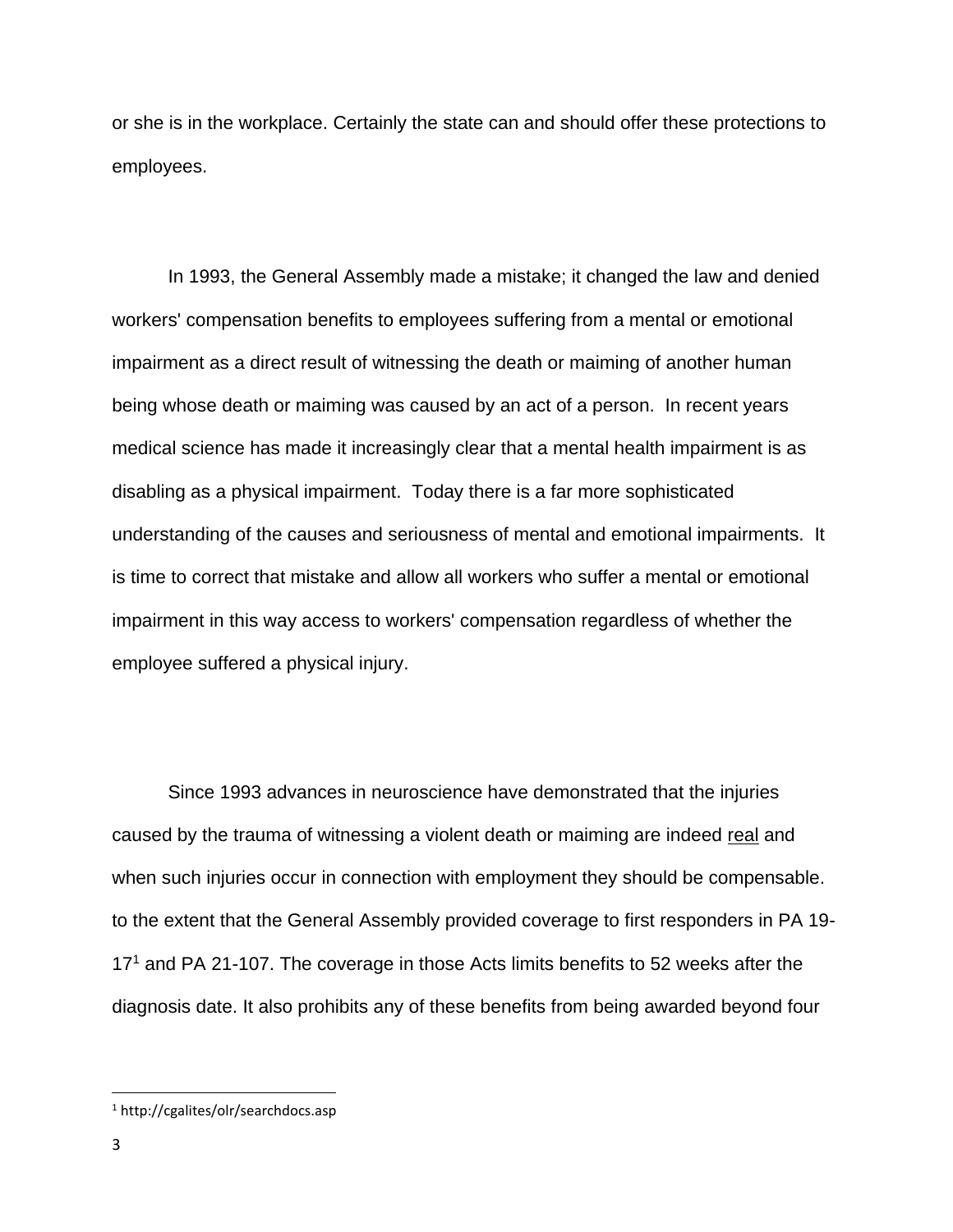or she is in the workplace. Certainly the state can and should offer these protections to employees.

In 1993, the General Assembly made a mistake; it changed the law and denied workers' compensation benefits to employees suffering from a mental or emotional impairment as a direct result of witnessing the death or maiming of another human being whose death or maiming was caused by an act of a person. In recent years medical science has made it increasingly clear that a mental health impairment is as disabling as a physical impairment. Today there is a far more sophisticated understanding of the causes and seriousness of mental and emotional impairments. It is time to correct that mistake and allow all workers who suffer a mental or emotional impairment in this way access to workers' compensation regardless of whether the employee suffered a physical injury.

Since 1993 advances in neuroscience have demonstrated that the injuries caused by the trauma of witnessing a violent death or maiming are indeed <u>real</u> and when such injuries occur in connection with employment they should be compensable. to the extent that the General Assembly provided coverage to first responders in PA 19-17[1] and PA 21-107. The coverage in those Acts limits benefits to 52 weeks after the diagnosis date. It also prohibits any of these benefits from being awarded beyond four

[1] http://cgalites/olr/searchdocs.asp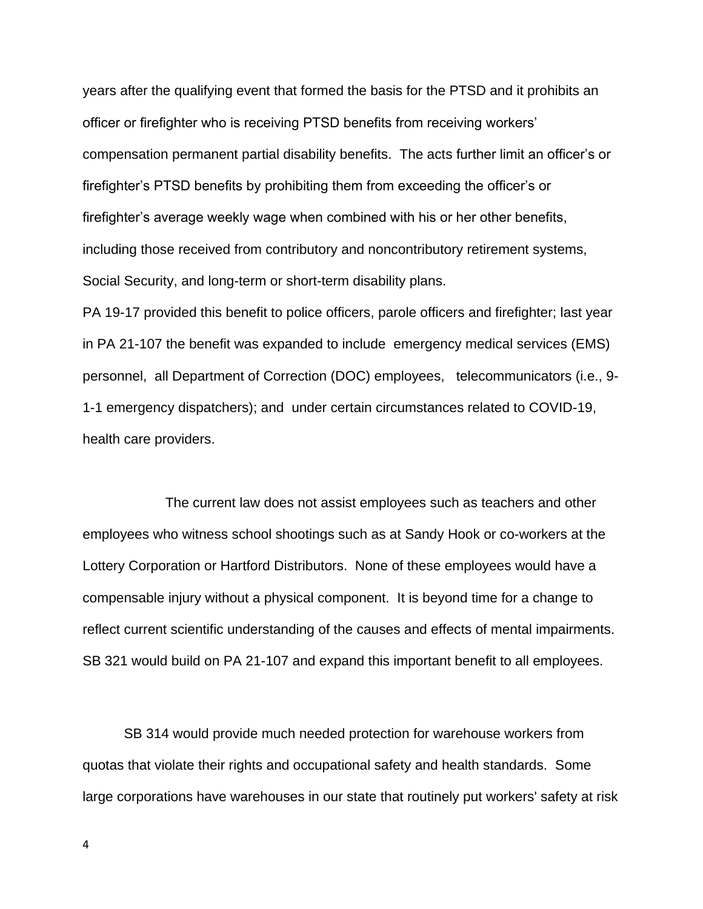years after the qualifying event that formed the basis for the PTSD and it prohibits an officer or firefighter who is receiving PTSD benefits from receiving workers' compensation permanent partial disability benefits. The acts further limit an officer's or firefighter's PTSD benefits by prohibiting them from exceeding the officer's or firefighter's average weekly wage when combined with his or her other benefits, including those received from contributory and noncontributory retirement systems, Social Security, and long-term or short-term disability plans.

PA 19-17 provided this benefit to police officers, parole officers and firefighter; last year in PA 21-107 the benefit was expanded to include emergency medical services (EMS) personnel, all Department of Correction (DOC) employees, telecommunicators (i.e., 9-1-1 emergency dispatchers); and under certain circumstances related to COVID-19, health care providers.

The current law does not assist employees such as teachers and other employees who witness school shootings such as at Sandy Hook or co-workers at the Lottery Corporation or Hartford Distributors. None of these employees would have a compensable injury without a physical component. It is beyond time for a change to reflect current scientific understanding of the causes and effects of mental impairments. SB 321 would build on PA 21-107 and expand this important benefit to all employees.

SB 314 would provide much needed protection for warehouse workers from quotas that violate their rights and occupational safety and health standards. Some large corporations have warehouses in our state that routinely put workers' safety at risk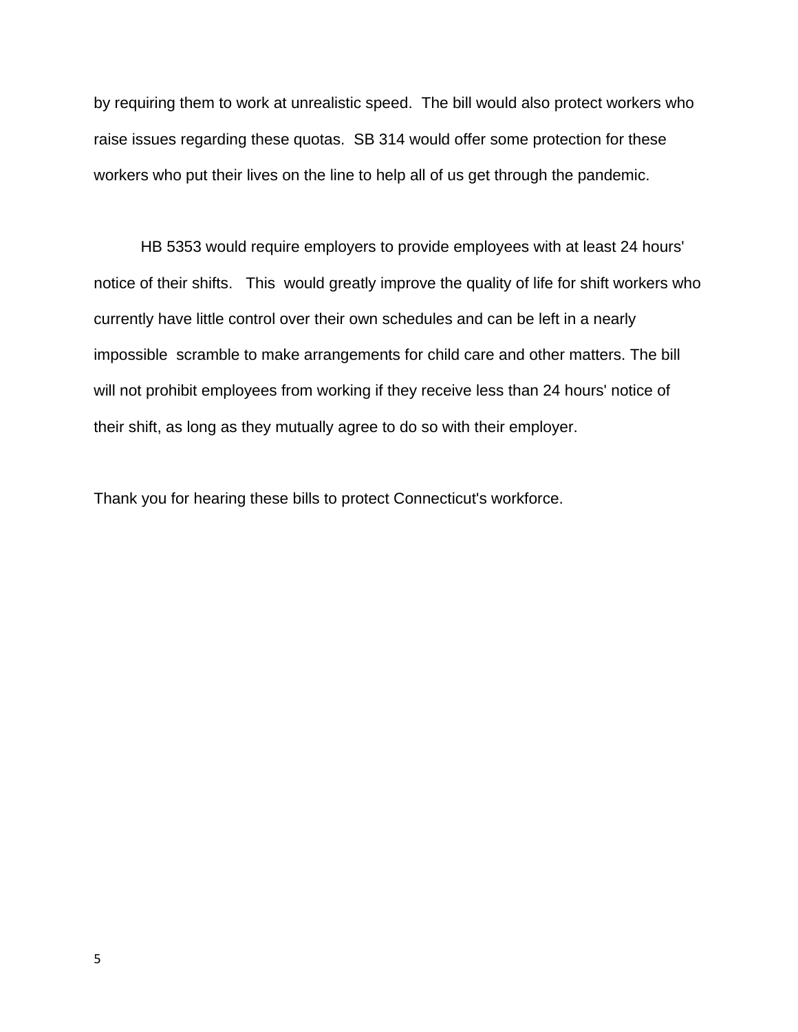by requiring them to work at unrealistic speed. The bill would also protect workers who raise issues regarding these quotas. SB 314 would offer some protection for these workers who put their lives on the line to help all of us get through the pandemic.

HB 5353 would require employers to provide employees with at least 24 hours' notice of their shifts. This would greatly improve the quality of life for shift workers who currently have little control over their own schedules and can be left in a nearly impossible scramble to make arrangements for child care and other matters. The bill will not prohibit employees from working if they receive less than 24 hours' notice of their shift, as long as they mutually agree to do so with their employer.

Thank you for hearing these bills to protect Connecticut's workforce.